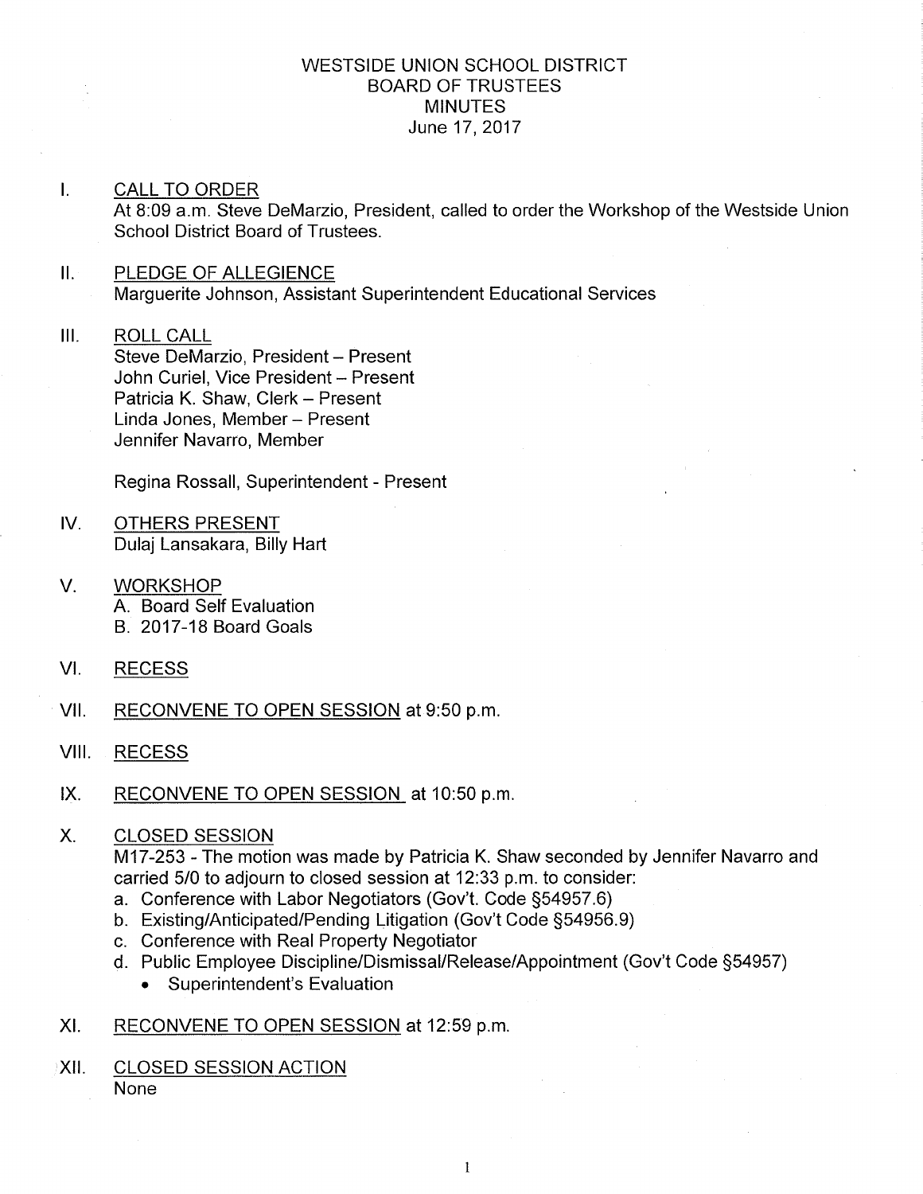# WESTSIDE UNION SCHOOL DISTRICT
## BOARD OF TRUSTEES
## MINUTES
June 17, 2017

I. CALL TO ORDER

At 8:09 a.m. Steve DeMarzio, President, called to order the Workshop of the Westside Union School District Board of Trustees.

II. PLEDGE OF ALLEGIENCE

Marguerite Johnson, Assistant Superintendent Educational Services

III. ROLL CALL

Steve DeMarzio, President – Present
John Curiel, Vice President – Present
Patricia K. Shaw, Clerk – Present
Linda Jones, Member – Present
Jennifer Navarro, Member

Regina Rossall, Superintendent - Present

IV. OTHERS PRESENT

Dulaj Lansakara, Billy Hart

V. WORKSHOP

A. Board Self Evaluation
B. 2017-18 Board Goals

VI. RECESS

VII. RECONVENE TO OPEN SESSION at 9:50 p.m.

VIII. RECESS

IX. RECONVENE TO OPEN SESSION at 10:50 p.m.

X. CLOSED SESSION

M17-253 - The motion was made by Patricia K. Shaw seconded by Jennifer Navarro and carried 5/0 to adjourn to closed session at 12:33 p.m. to consider:

a. Conference with Labor Negotiators (Gov't. Code §54957.6)
b. Existing/Anticipated/Pending Litigation (Gov't Code §54956.9)
c. Conference with Real Property Negotiator
d. Public Employee Discipline/Dismissal/Release/Appointment (Gov't Code §54957)
   - Superintendent's Evaluation

XI. RECONVENE TO OPEN SESSION at 12:59 p.m.

XII. CLOSED SESSION ACTION

None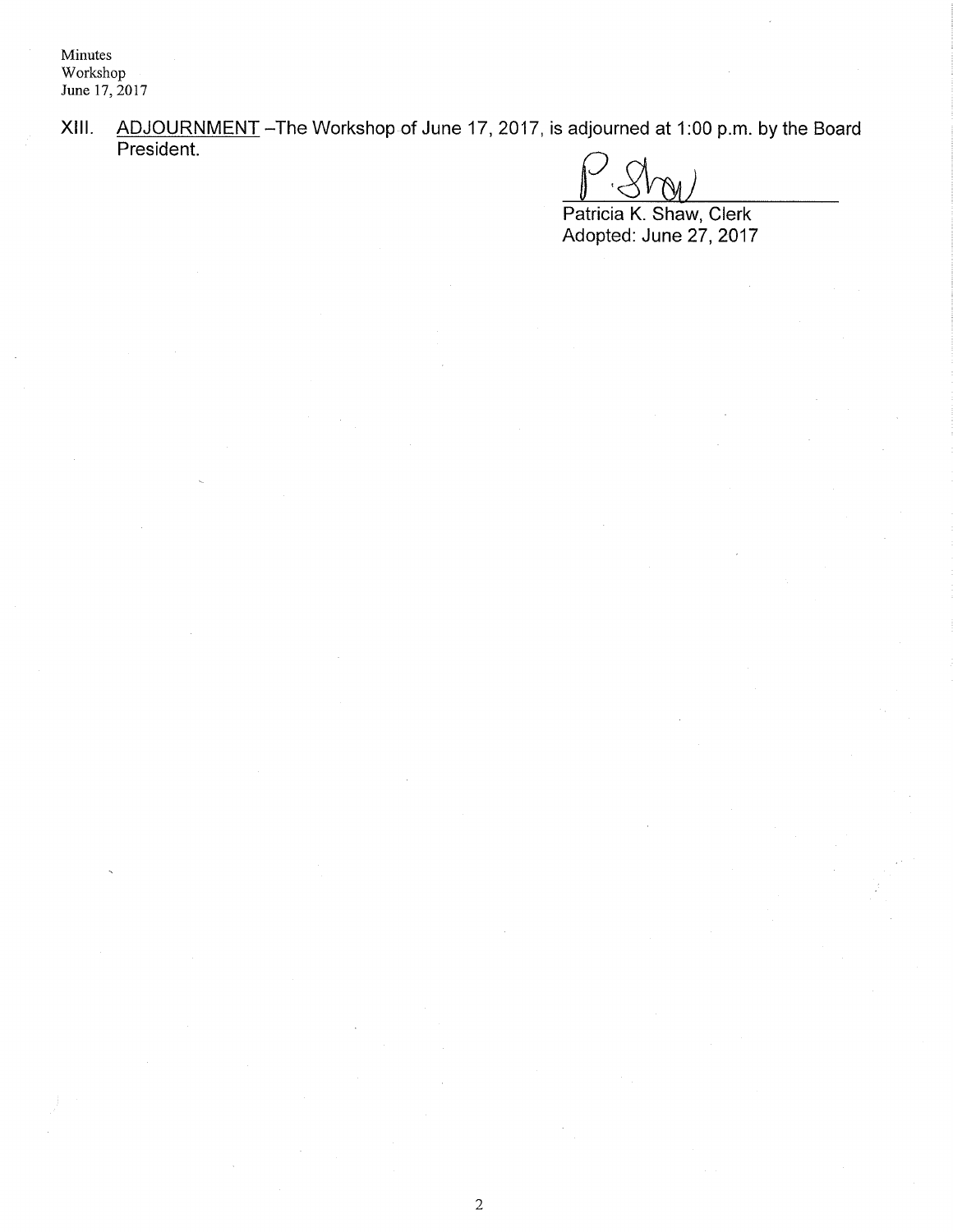XIII. ADJOURNMENT –The Workshop of June 17, 2017, is adjourned at 1:00 p.m. by the Board President.

P. Shaw

Patricia K. Shaw, Clerk
Adopted: June 27, 2017